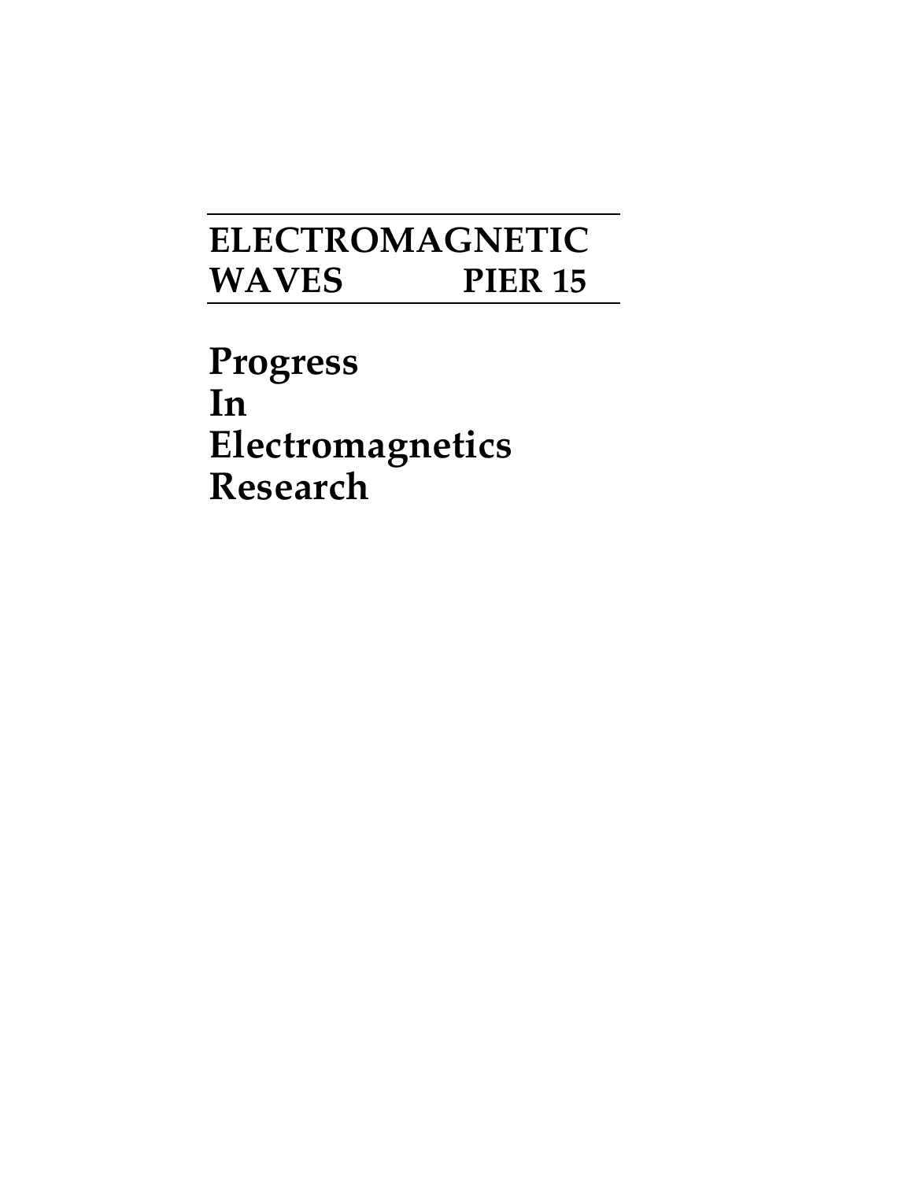# ELECTROMAGNETIC WAVES PIER 15

# Progress In Electromagnetics Research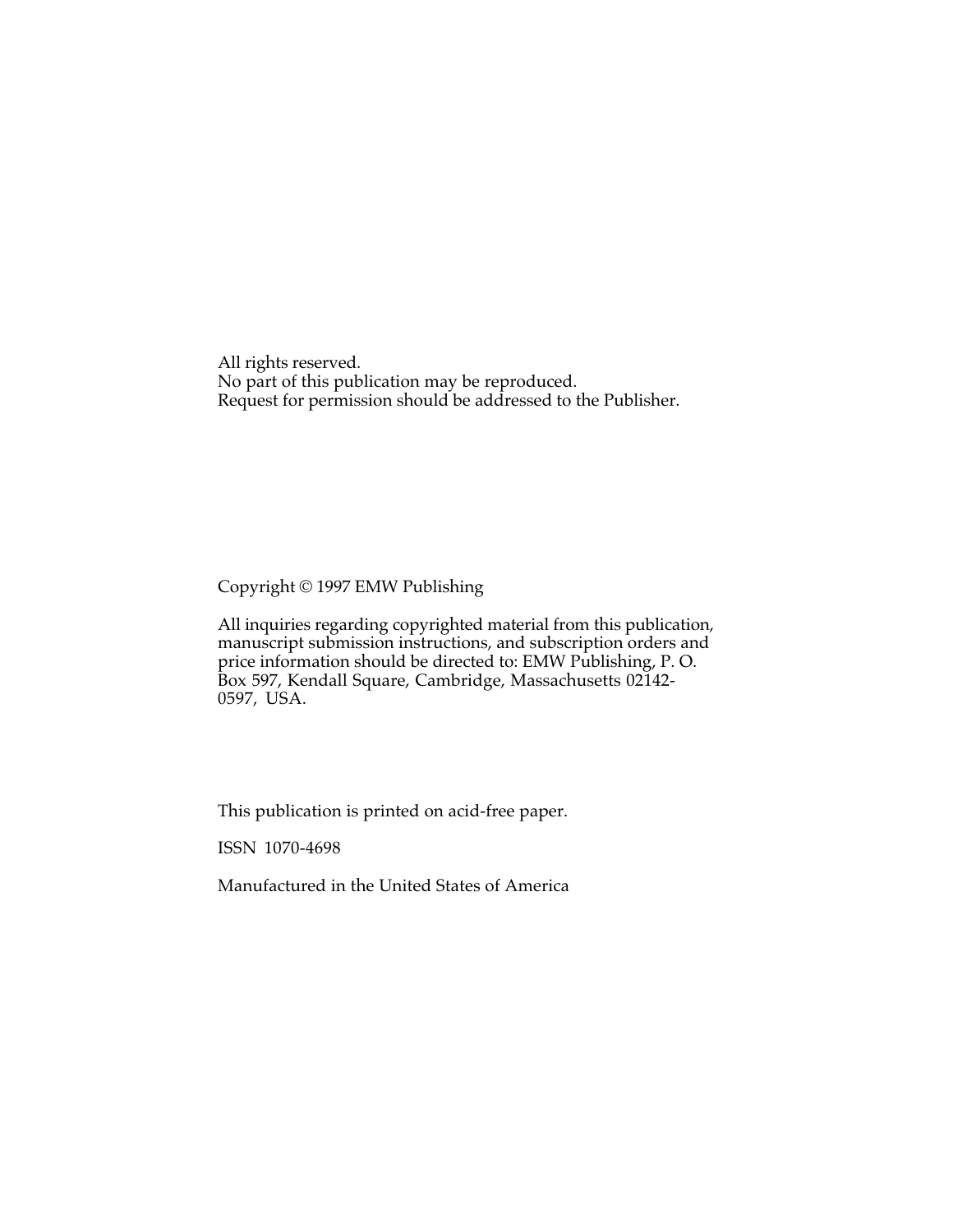All rights reserved.
No part of this publication may be reproduced.
Request for permission should be addressed to the Publisher.

Copyright © 1997 EMW Publishing

All inquiries regarding copyrighted material from this publication, manuscript submission instructions, and subscription orders and price information should be directed to: EMW Publishing, P. O. Box 597, Kendall Square, Cambridge, Massachusetts 02142-0597, USA.

This publication is printed on acid-free paper.

ISSN 1070-4698

Manufactured in the United States of America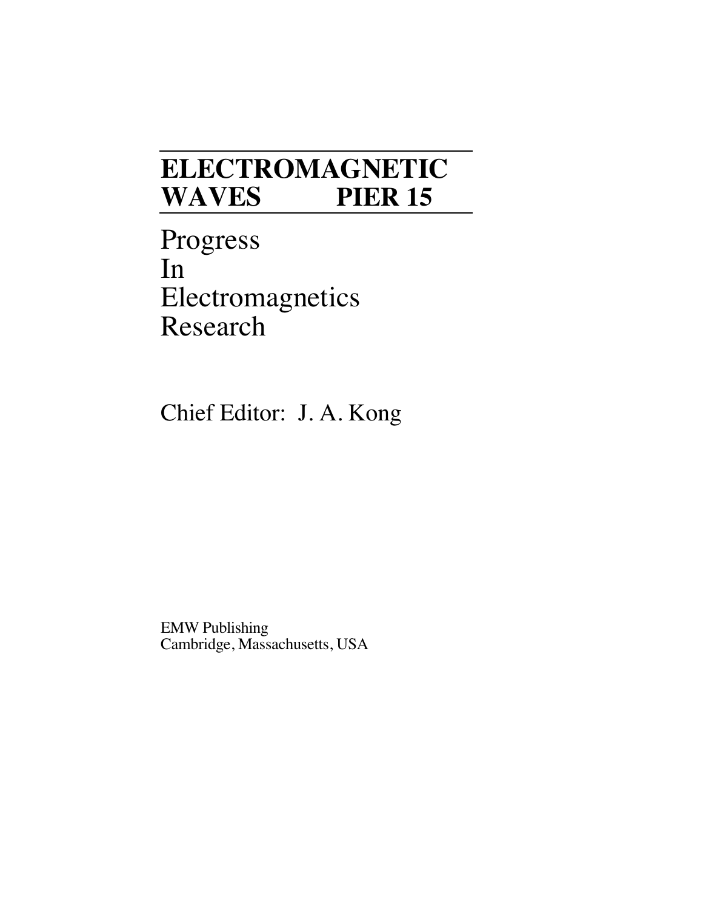# ELECTROMAGNETIC WAVES PIER 15

Progress
In
Electromagnetics
Research

Chief Editor: J. A. Kong

EMW Publishing
Cambridge, Massachusetts, USA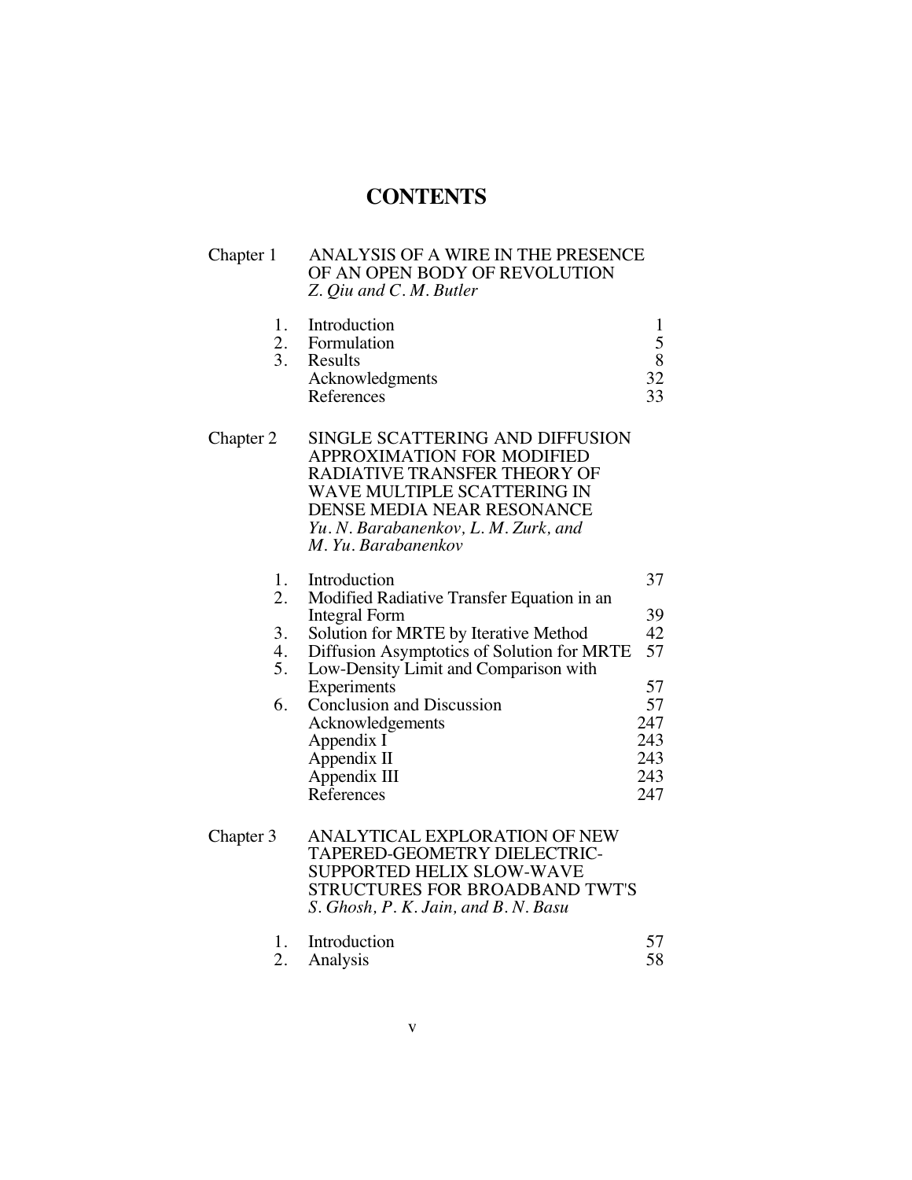# CONTENTS

Chapter 1 ANALYSIS OF A WIRE IN THE PRESENCE OF AN OPEN BODY OF REVOLUTION
*Z. Qiu and C. M. Butler*

| | | |
|---|---|---|
| 1. | Introduction | 1 |
| 2. | Formulation | 5 |
| 3. | Results | 8 |
| | Acknowledgments | 32 |
| | References | 33 |

Chapter 2 SINGLE SCATTERING AND DIFFUSION APPROXIMATION FOR MODIFIED RADIATIVE TRANSFER THEORY OF WAVE MULTIPLE SCATTERING IN DENSE MEDIA NEAR RESONANCE
*Yu. N. Barabanenkov, L. M. Zurk, and M. Yu. Barabanenkov*

| | | |
|---|---|---|
| 1. | Introduction | 37 |
| 2. | Modified Radiative Transfer Equation in an Integral Form | 39 |
| 3. | Solution for MRTE by Iterative Method | 42 |
| 4. | Diffusion Asymptotics of Solution for MRTE | 57 |
| 5. | Low-Density Limit and Comparison with Experiments | 57 |
| 6. | Conclusion and Discussion | 57 |
| | Acknowledgements | 247 |
| | Appendix I | 243 |
| | Appendix II | 243 |
| | Appendix III | 243 |
| | References | 247 |

Chapter 3 ANALYTICAL EXPLORATION OF NEW TAPERED-GEOMETRY DIELECTRIC-SUPPORTED HELIX SLOW-WAVE STRUCTURES FOR BROADBAND TWT'S
*S. Ghosh, P. K. Jain, and B. N. Basu*

| | | |
|---|---|---|
| 1. | Introduction | 57 |
| 2. | Analysis | 58 |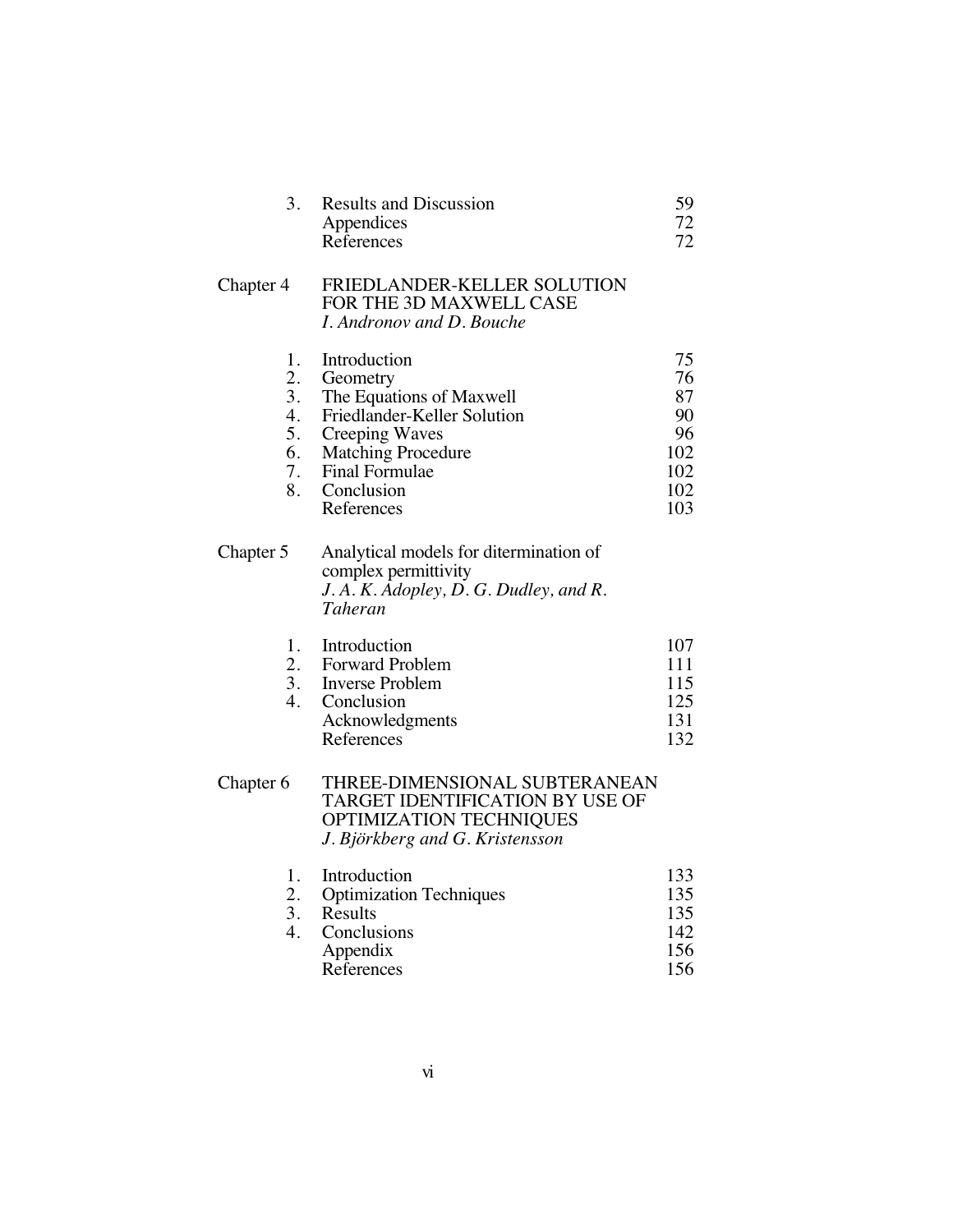| | | |
|---|---|---|
| 3. | Results and Discussion | 59 |
| | Appendices | 72 |
| | References | 72 |

**Chapter 4** FRIEDLANDER-KELLER SOLUTION FOR THE 3D MAXWELL CASE
*I. Andronov and D. Bouche*

| | | |
|---|---|---|
| 1. | Introduction | 75 |
| 2. | Geometry | 76 |
| 3. | The Equations of Maxwell | 87 |
| 4. | Friedlander-Keller Solution | 90 |
| 5. | Creeping Waves | 96 |
| 6. | Matching Procedure | 102 |
| 7. | Final Formulae | 102 |
| 8. | Conclusion | 102 |
| | References | 103 |

**Chapter 5** Analytical models for ditermination of complex permittivity
*J. A. K. Adopley, D. G. Dudley, and R. Taheran*

| | | |
|---|---|---|
| 1. | Introduction | 107 |
| 2. | Forward Problem | 111 |
| 3. | Inverse Problem | 115 |
| 4. | Conclusion | 125 |
| | Acknowledgments | 131 |
| | References | 132 |

**Chapter 6** THREE-DIMENSIONAL SUBTERANEAN TARGET IDENTIFICATION BY USE OF OPTIMIZATION TECHNIQUES
*J. Björkberg and G. Kristensson*

| | | |
|---|---|---|
| 1. | Introduction | 133 |
| 2. | Optimization Techniques | 135 |
| 3. | Results | 135 |
| 4. | Conclusions | 142 |
| | Appendix | 156 |
| | References | 156 |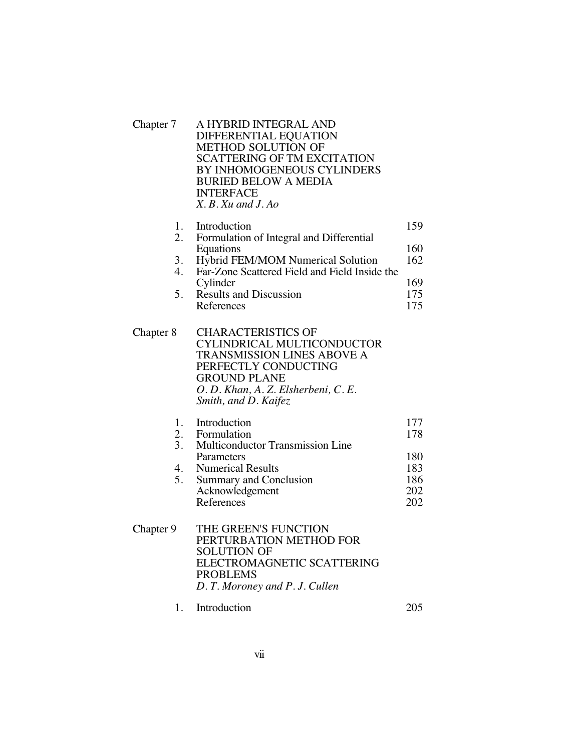| | | |
|---|---|---|
| Chapter 7 | A HYBRID INTEGRAL AND DIFFERENTIAL EQUATION METHOD SOLUTION OF SCATTERING OF TM EXCITATION BY INHOMOGENEOUS CYLINDERS BURIED BELOW A MEDIA INTERFACE<br>*X. B. Xu and J. Ao* | |
| 1. | Introduction | 159 |
| 2. | Formulation of Integral and Differential Equations | 160 |
| 3. | Hybrid FEM/MOM Numerical Solution | 162 |
| 4. | Far-Zone Scattered Field and Field Inside the Cylinder | 169 |
| 5. | Results and Discussion | 175 |
| | References | 175 |
| Chapter 8 | CHARACTERISTICS OF CYLINDRICAL MULTICONDUCTOR TRANSMISSION LINES ABOVE A PERFECTLY CONDUCTING GROUND PLANE<br>*O. D. Khan, A. Z. Elsherbeni, C. E. Smith, and D. Kaifez* | |
| 1. | Introduction | 177 |
| 2. | Formulation | 178 |
| 3. | Multiconductor Transmission Line Parameters | 180 |
| 4. | Numerical Results | 183 |
| 5. | Summary and Conclusion | 186 |
| | Acknowledgement | 202 |
| | References | 202 |
| Chapter 9 | THE GREEN'S FUNCTION PERTURBATION METHOD FOR SOLUTION OF ELECTROMAGNETIC SCATTERING PROBLEMS<br>*D. T. Moroney and P. J. Cullen* | |
| 1. | Introduction | 205 |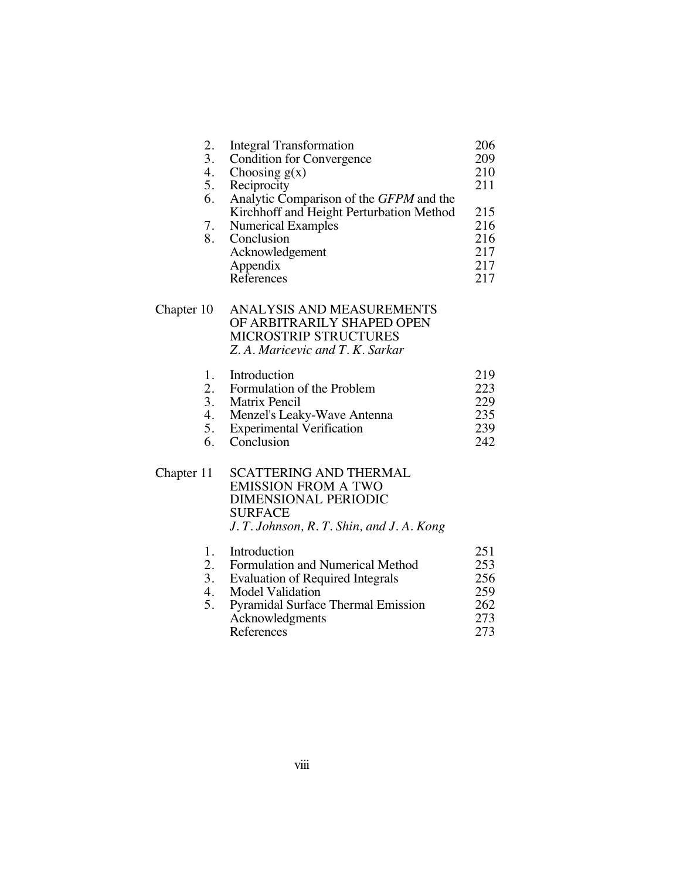| | | |
|---|---|---|
| 2. | Integral Transformation | 206 |
| 3. | Condition for Convergence | 209 |
| 4. | Choosing g(x) | 210 |
| 5. | Reciprocity | 211 |
| 6. | Analytic Comparison of the *GFPM* and the Kirchhoff and Height Perturbation Method | 215 |
| 7. | Numerical Examples | 216 |
| 8. | Conclusion | 216 |
| | Acknowledgement | 217 |
| | Appendix | 217 |
| | References | 217 |

Chapter 10 ANALYSIS AND MEASUREMENTS OF ARBITRARILY SHAPED OPEN MICROSTRIP STRUCTURES
*Z. A. Maricevic and T. K. Sarkar*

| | | |
|---|---|---|
| 1. | Introduction | 219 |
| 2. | Formulation of the Problem | 223 |
| 3. | Matrix Pencil | 229 |
| 4. | Menzel's Leaky-Wave Antenna | 235 |
| 5. | Experimental Verification | 239 |
| 6. | Conclusion | 242 |

Chapter 11 SCATTERING AND THERMAL EMISSION FROM A TWO DIMENSIONAL PERIODIC SURFACE
*J. T. Johnson, R. T. Shin, and J. A. Kong*

| | | |
|---|---|---|
| 1. | Introduction | 251 |
| 2. | Formulation and Numerical Method | 253 |
| 3. | Evaluation of Required Integrals | 256 |
| 4. | Model Validation | 259 |
| 5. | Pyramidal Surface Thermal Emission | 262 |
| | Acknowledgments | 273 |
| | References | 273 |